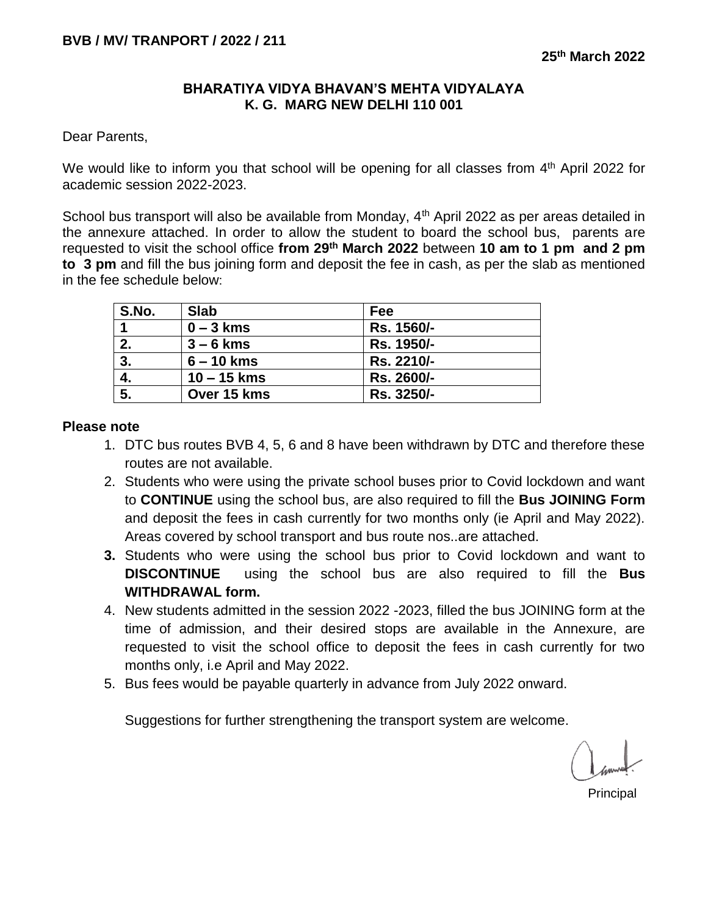**BVB / MV/ TRANPORT / 2022 / 211**

**25th March 2022**

**BHARATIYA VIDYA BHAVAN'S MEHTA VIDYALAYA**
**K. G. MARG NEW DELHI 110 001**

Dear Parents,

We would like to inform you that school will be opening for all classes from 4th April 2022 for academic session 2022-2023.

School bus transport will also be available from Monday, 4th April 2022 as per areas detailed in the annexure attached. In order to allow the student to board the school bus, parents are requested to visit the school office **from 29th March 2022** between **10 am to 1 pm and 2 pm to 3 pm** and fill the bus joining form and deposit the fee in cash, as per the slab as mentioned in the fee schedule below:

| S.No. | Slab | Fee |
|---|---|---|
| **1** | **0 – 3 kms** | **Rs. 1560/-** |
| **2.** | **3 – 6 kms** | **Rs. 1950/-** |
| **3.** | **6 – 10 kms** | **Rs. 2210/-** |
| **4.** | **10 – 15 kms** | **Rs. 2600/-** |
| **5.** | **Over 15 kms** | **Rs. 3250/-** |

**Please note**

1. DTC bus routes BVB 4, 5, 6 and 8 have been withdrawn by DTC and therefore these routes are not available.
2. Students who were using the private school buses prior to Covid lockdown and want to **CONTINUE** using the school bus, are also required to fill the **Bus JOINING Form** and deposit the fees in cash currently for two months only (ie April and May 2022). Areas covered by school transport and bus route nos..are attached.
3. Students who were using the school bus prior to Covid lockdown and want to **DISCONTINUE** using the school bus are also required to fill the **Bus WITHDRAWAL form.**
4. New students admitted in the session 2022 -2023, filled the bus JOINING form at the time of admission, and their desired stops are available in the Annexure, are requested to visit the school office to deposit the fees in cash currently for two months only, i.e April and May 2022.
5. Bus fees would be payable quarterly in advance from July 2022 onward.

Suggestions for further strengthening the transport system are welcome.

Principal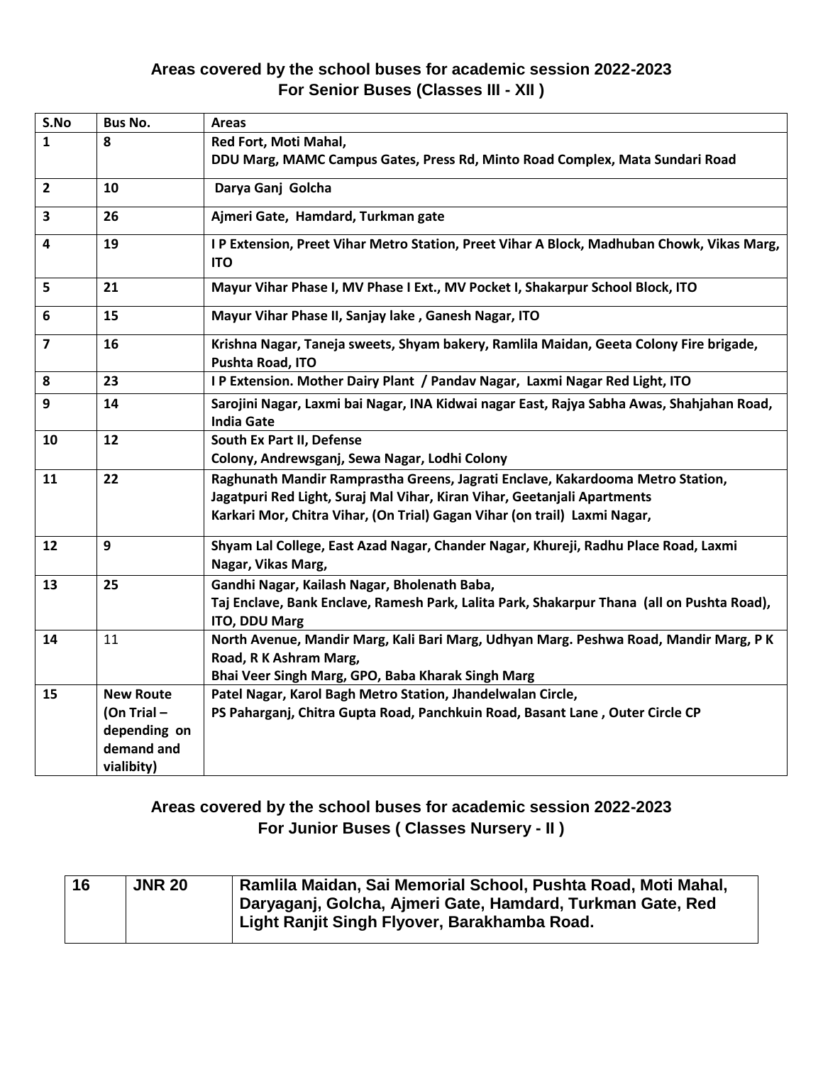## Areas covered by the school buses for academic session 2022-2023
## For Senior Buses (Classes III - XII )

| S.No | Bus No. | Areas |
|---|---|---|
| 1 | 8 | Red Fort, Moti Mahal, DDU Marg, MAMC Campus Gates, Press Rd, Minto Road Complex, Mata Sundari Road |
| 2 | 10 | Darya Ganj Golcha |
| 3 | 26 | Ajmeri Gate, Hamdard, Turkman gate |
| 4 | 19 | I P Extension, Preet Vihar Metro Station, Preet Vihar A Block, Madhuban Chowk, Vikas Marg, ITO |
| 5 | 21 | Mayur Vihar Phase I, MV Phase I Ext., MV Pocket I, Shakarpur School Block, ITO |
| 6 | 15 | Mayur Vihar Phase II, Sanjay lake , Ganesh Nagar, ITO |
| 7 | 16 | Krishna Nagar, Taneja sweets, Shyam bakery, Ramlila Maidan, Geeta Colony Fire brigade, Pushta Road, ITO |
| 8 | 23 | I P Extension. Mother Dairy Plant / Pandav Nagar, Laxmi Nagar Red Light, ITO |
| 9 | 14 | Sarojini Nagar, Laxmi bai Nagar, INA Kidwai nagar East, Rajya Sabha Awas, Shahjahan Road, India Gate |
| 10 | 12 | South Ex Part II, Defense Colony, Andrewsganj, Sewa Nagar, Lodhi Colony |
| 11 | 22 | Raghunath Mandir Ramprastha Greens, Jagrati Enclave, Kakardooma Metro Station, Jagatpuri Red Light, Suraj Mal Vihar, Kiran Vihar, Geetanjali Apartments Karkari Mor, Chitra Vihar, (On Trial) Gagan Vihar (on trail) Laxmi Nagar, |
| 12 | 9 | Shyam Lal College, East Azad Nagar, Chander Nagar, Khureji, Radhu Place Road, Laxmi Nagar, Vikas Marg, |
| 13 | 25 | Gandhi Nagar, Kailash Nagar, Bholenath Baba, Taj Enclave, Bank Enclave, Ramesh Park, Lalita Park, Shakarpur Thana (all on Pushta Road), ITO, DDU Marg |
| 14 | 11 | North Avenue, Mandir Marg, Kali Bari Marg, Udhyan Marg. Peshwa Road, Mandir Marg, P K Road, R K Ashram Marg, Bhai Veer Singh Marg, GPO, Baba Kharak Singh Marg |
| 15 | New Route (On Trial – depending on demand and vialibity) | Patel Nagar, Karol Bagh Metro Station, Jhandelwalan Circle, PS Paharganj, Chitra Gupta Road, Panchkuin Road, Basant Lane , Outer Circle CP |

## Areas covered by the school buses for academic session 2022-2023
## For Junior Buses ( Classes Nursery - II )

| | | |
|---|---|---|
| 16 | JNR 20 | Ramlila Maidan, Sai Memorial School, Pushta Road, Moti Mahal, Daryaganj, Golcha, Ajmeri Gate, Hamdard, Turkman Gate, Red Light Ranjit Singh Flyover, Barakhamba Road. |